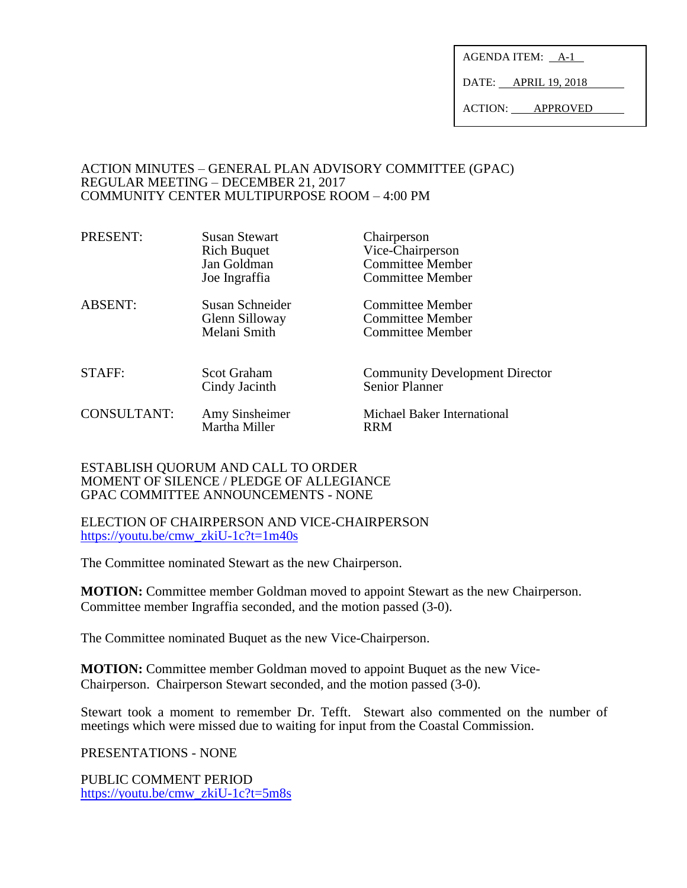| AGENDA ITEM: | A-1 |
| --- | --- |
| DATE: | APRIL 19, 2018 |
| ACTION: | APPROVED |

# ACTION MINUTES – GENERAL PLAN ADVISORY COMMITTEE (GPAC)
# REGULAR MEETING – DECEMBER 21, 2017
# COMMUNITY CENTER MULTIPURPOSE ROOM – 4:00 PM

| | | |
| --- | --- | --- |
| PRESENT: | Susan Stewart | Chairperson |
| | Rich Buquet | Vice-Chairperson |
| | Jan Goldman | Committee Member |
| | Joe Ingraffia | Committee Member |
| ABSENT: | Susan Schneider | Committee Member |
| | Glenn Silloway | Committee Member |
| | Melani Smith | Committee Member |
| STAFF: | Scot Graham | Community Development Director |
| | Cindy Jacinth | Senior Planner |
| CONSULTANT: | Amy Sinsheimer | Michael Baker International |
| | Martha Miller | RRM |

ESTABLISH QUORUM AND CALL TO ORDER
MOMENT OF SILENCE / PLEDGE OF ALLEGIANCE
GPAC COMMITTEE ANNOUNCEMENTS - NONE

ELECTION OF CHAIRPERSON AND VICE-CHAIRPERSON
https://youtu.be/cmw_zkiU-1c?t=1m40s

The Committee nominated Stewart as the new Chairperson.

**MOTION:** Committee member Goldman moved to appoint Stewart as the new Chairperson. Committee member Ingraffia seconded, and the motion passed (3-0).

The Committee nominated Buquet as the new Vice-Chairperson.

**MOTION:** Committee member Goldman moved to appoint Buquet as the new Vice-Chairperson. Chairperson Stewart seconded, and the motion passed (3-0).

Stewart took a moment to remember Dr. Tefft. Stewart also commented on the number of meetings which were missed due to waiting for input from the Coastal Commission.

PRESENTATIONS - NONE

PUBLIC COMMENT PERIOD
https://youtu.be/cmw_zkiU-1c?t=5m8s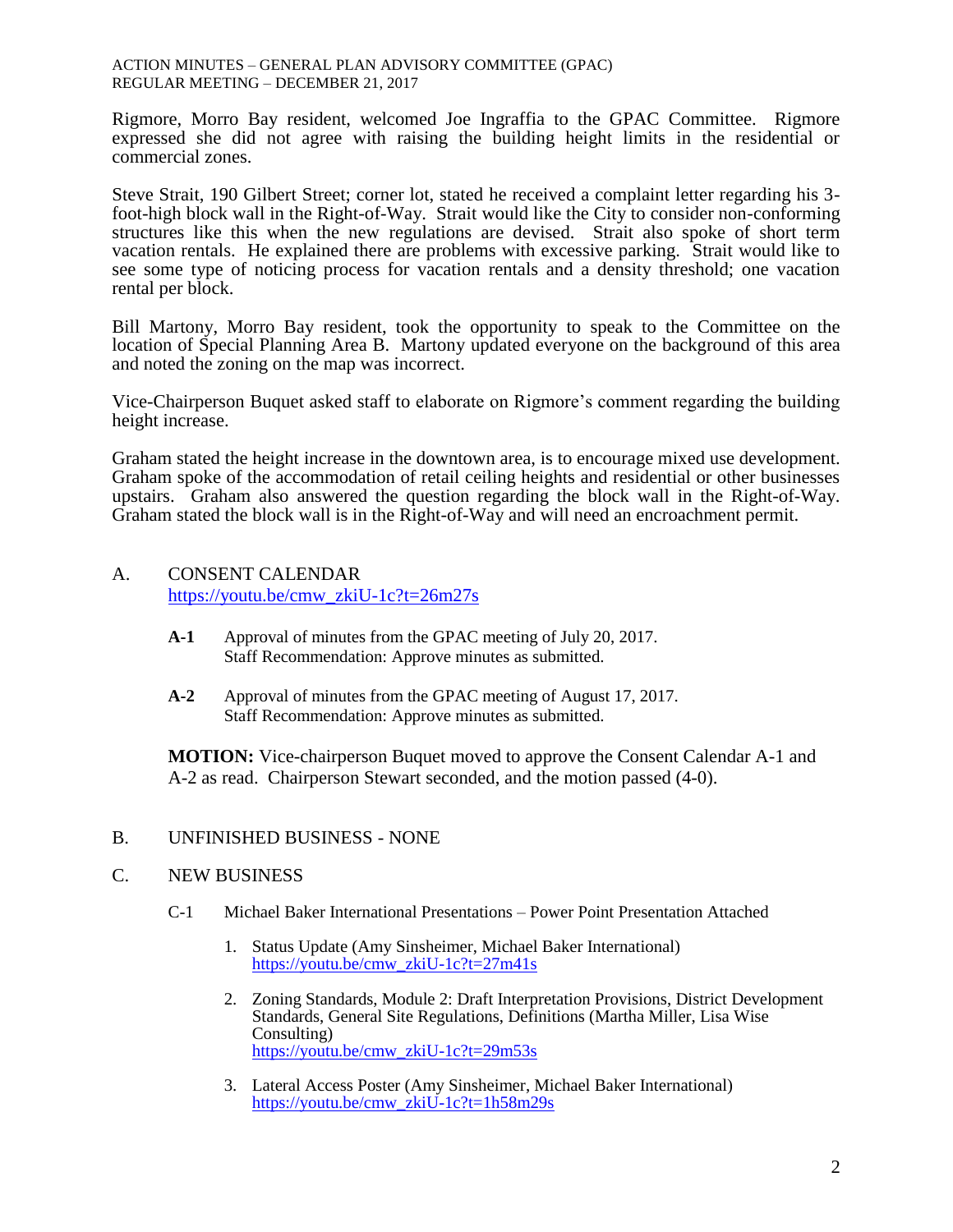Rigmore, Morro Bay resident, welcomed Joe Ingraffia to the GPAC Committee. Rigmore expressed she did not agree with raising the building height limits in the residential or commercial zones.

Steve Strait, 190 Gilbert Street; corner lot, stated he received a complaint letter regarding his 3-foot-high block wall in the Right-of-Way. Strait would like the City to consider non-conforming structures like this when the new regulations are devised. Strait also spoke of short term vacation rentals. He explained there are problems with excessive parking. Strait would like to see some type of noticing process for vacation rentals and a density threshold; one vacation rental per block.

Bill Martony, Morro Bay resident, took the opportunity to speak to the Committee on the location of Special Planning Area B. Martony updated everyone on the background of this area and noted the zoning on the map was incorrect.

Vice-Chairperson Buquet asked staff to elaborate on Rigmore's comment regarding the building height increase.

Graham stated the height increase in the downtown area, is to encourage mixed use development. Graham spoke of the accommodation of retail ceiling heights and residential or other businesses upstairs. Graham also answered the question regarding the block wall in the Right-of-Way. Graham stated the block wall is in the Right-of-Way and will need an encroachment permit.

## A. CONSENT CALENDAR

https://youtu.be/cmw_zkiU-1c?t=26m27s

**A-1** Approval of minutes from the GPAC meeting of July 20, 2017.
Staff Recommendation: Approve minutes as submitted.

**A-2** Approval of minutes from the GPAC meeting of August 17, 2017.
Staff Recommendation: Approve minutes as submitted.

**MOTION:** Vice-chairperson Buquet moved to approve the Consent Calendar A-1 and A-2 as read. Chairperson Stewart seconded, and the motion passed (4-0).

## B. UNFINISHED BUSINESS - NONE

## C. NEW BUSINESS

C-1 Michael Baker International Presentations – Power Point Presentation Attached

1. Status Update (Amy Sinsheimer, Michael Baker International)
   https://youtu.be/cmw_zkiU-1c?t=27m41s
2. Zoning Standards, Module 2: Draft Interpretation Provisions, District Development Standards, General Site Regulations, Definitions (Martha Miller, Lisa Wise Consulting)
   https://youtu.be/cmw_zkiU-1c?t=29m53s
3. Lateral Access Poster (Amy Sinsheimer, Michael Baker International)
   https://youtu.be/cmw_zkiU-1c?t=1h58m29s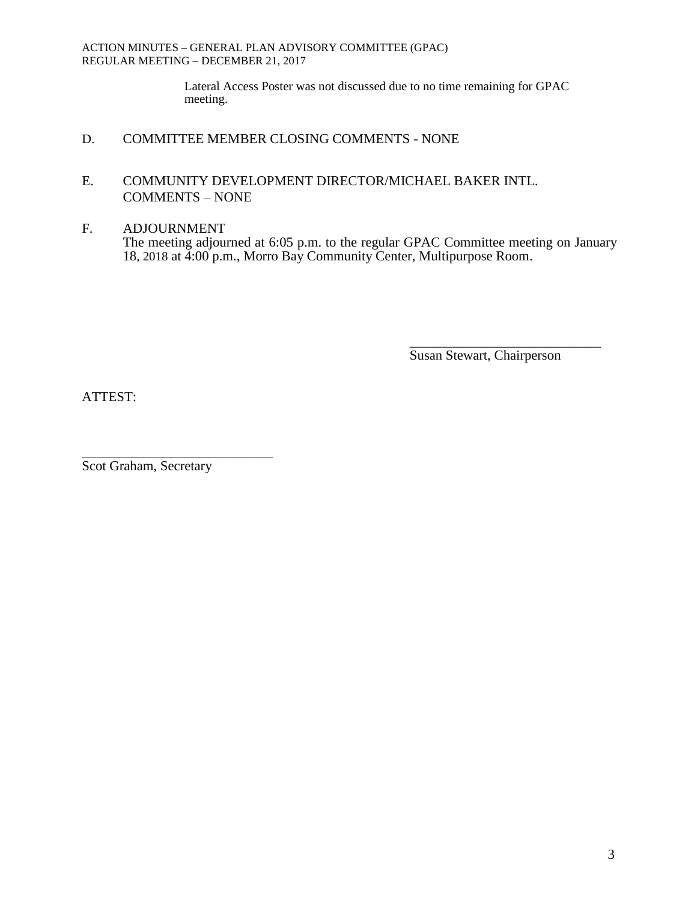Lateral Access Poster was not discussed due to no time remaining for GPAC meeting.

## D. COMMITTEE MEMBER CLOSING COMMENTS - NONE

## E. COMMUNITY DEVELOPMENT DIRECTOR/MICHAEL BAKER INTL. COMMENTS – NONE

## F. ADJOURNMENT

The meeting adjourned at 6:05 p.m. to the regular GPAC Committee meeting on January 18, 2018 at 4:00 p.m., Morro Bay Community Center, Multipurpose Room.

_____________________________
Susan Stewart, Chairperson

ATTEST:

_____________________________
Scot Graham, Secretary